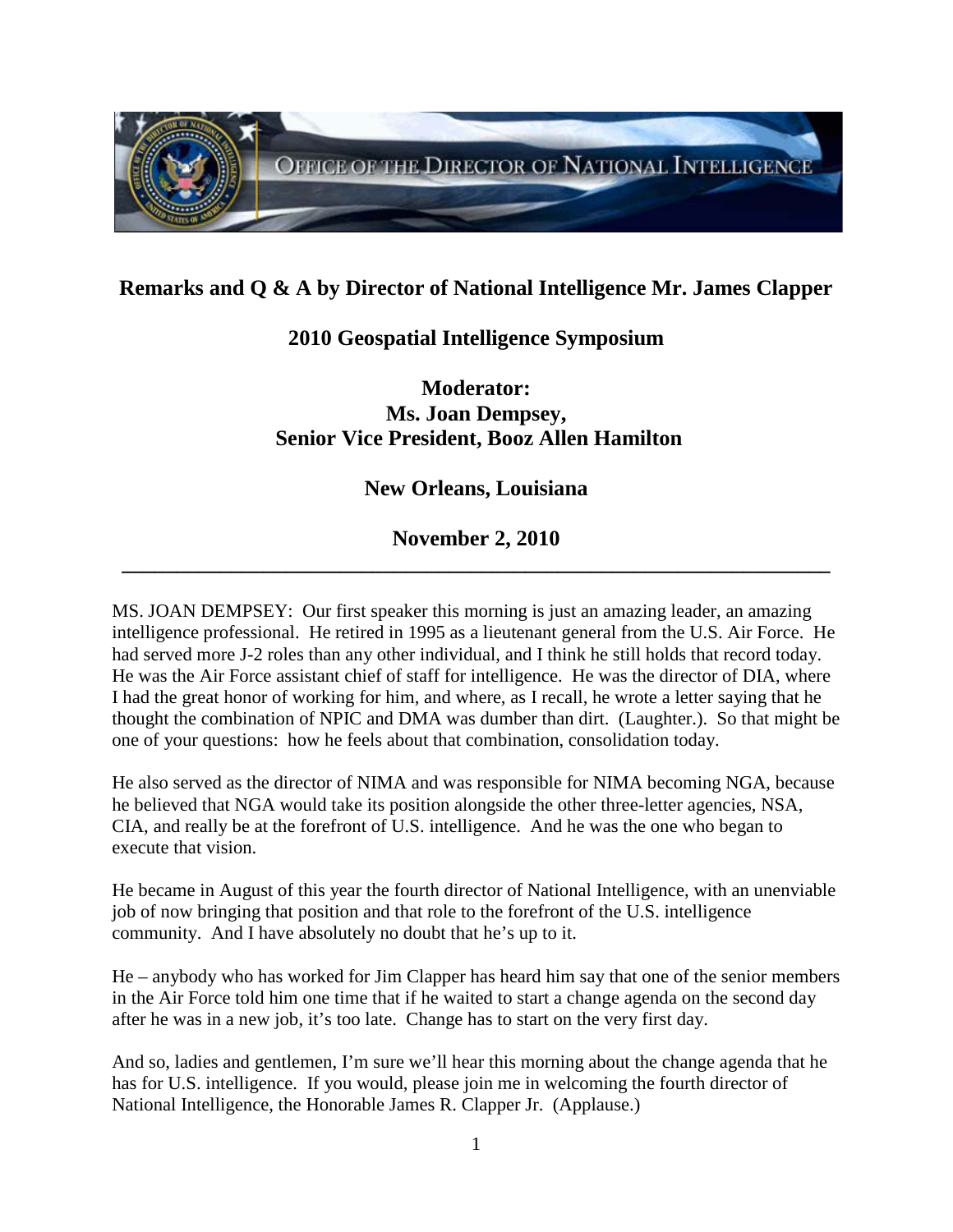# Remarks and Q & A by Director of National Intelligence Mr. James Clapper

## 2010 Geospatial Intelligence Symposium

## Moderator:
## Ms. Joan Dempsey,
## Senior Vice President, Booz Allen Hamilton

## New Orleans, Louisiana

## November 2, 2010

---

MS. JOAN DEMPSEY: Our first speaker this morning is just an amazing leader, an amazing intelligence professional. He retired in 1995 as a lieutenant general from the U.S. Air Force. He had served more J-2 roles than any other individual, and I think he still holds that record today. He was the Air Force assistant chief of staff for intelligence. He was the director of DIA, where I had the great honor of working for him, and where, as I recall, he wrote a letter saying that he thought the combination of NPIC and DMA was dumber than dirt. (Laughter.). So that might be one of your questions: how he feels about that combination, consolidation today.

He also served as the director of NIMA and was responsible for NIMA becoming NGA, because he believed that NGA would take its position alongside the other three-letter agencies, NSA, CIA, and really be at the forefront of U.S. intelligence. And he was the one who began to execute that vision.

He became in August of this year the fourth director of National Intelligence, with an unenviable job of now bringing that position and that role to the forefront of the U.S. intelligence community. And I have absolutely no doubt that he's up to it.

He – anybody who has worked for Jim Clapper has heard him say that one of the senior members in the Air Force told him one time that if he waited to start a change agenda on the second day after he was in a new job, it's too late. Change has to start on the very first day.

And so, ladies and gentlemen, I'm sure we'll hear this morning about the change agenda that he has for U.S. intelligence. If you would, please join me in welcoming the fourth director of National Intelligence, the Honorable James R. Clapper Jr. (Applause.)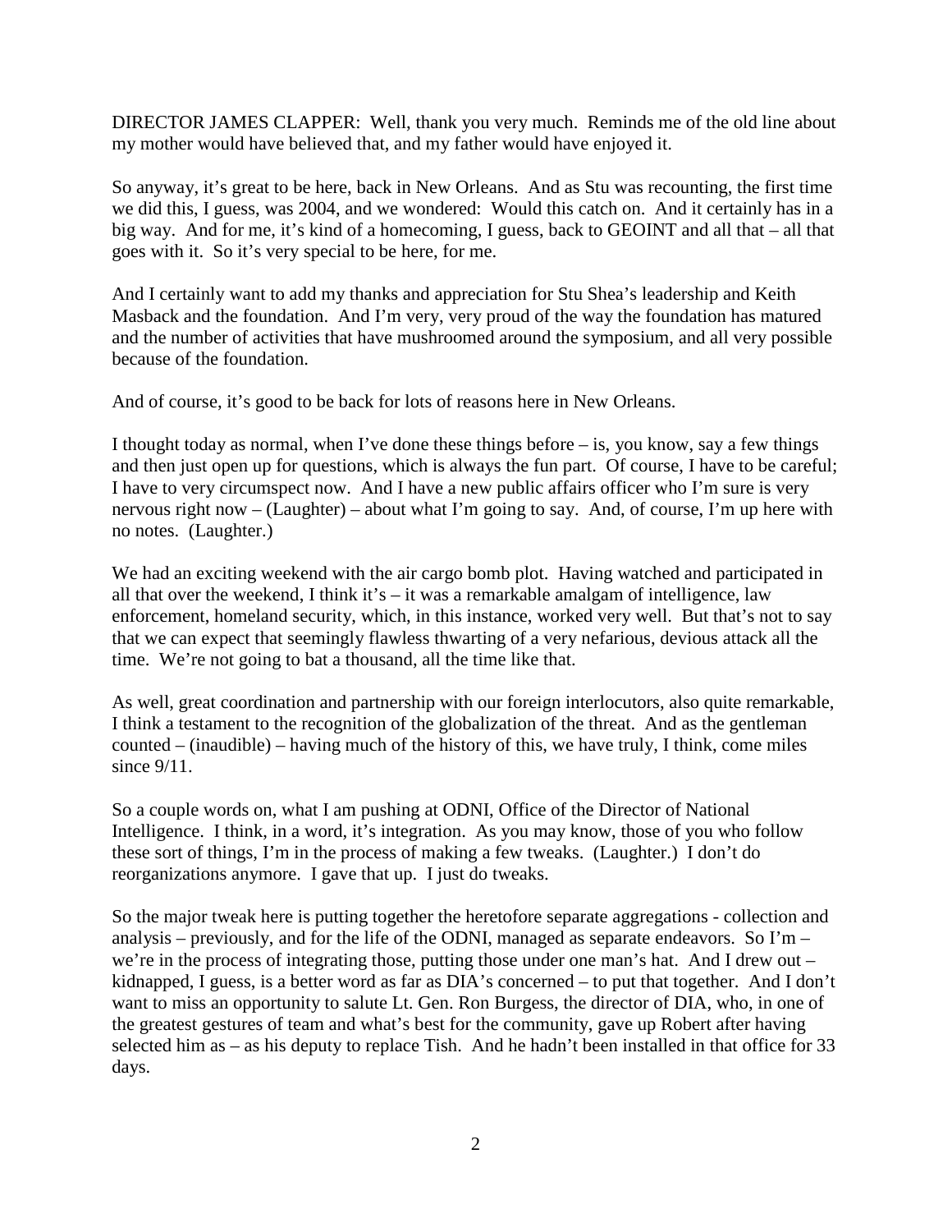DIRECTOR JAMES CLAPPER: Well, thank you very much. Reminds me of the old line about my mother would have believed that, and my father would have enjoyed it.

So anyway, it's great to be here, back in New Orleans. And as Stu was recounting, the first time we did this, I guess, was 2004, and we wondered: Would this catch on. And it certainly has in a big way. And for me, it's kind of a homecoming, I guess, back to GEOINT and all that – all that goes with it. So it's very special to be here, for me.

And I certainly want to add my thanks and appreciation for Stu Shea's leadership and Keith Masback and the foundation. And I'm very, very proud of the way the foundation has matured and the number of activities that have mushroomed around the symposium, and all very possible because of the foundation.

And of course, it's good to be back for lots of reasons here in New Orleans.

I thought today as normal, when I've done these things before – is, you know, say a few things and then just open up for questions, which is always the fun part. Of course, I have to be careful; I have to very circumspect now. And I have a new public affairs officer who I'm sure is very nervous right now – (Laughter) – about what I'm going to say. And, of course, I'm up here with no notes. (Laughter.)

We had an exciting weekend with the air cargo bomb plot. Having watched and participated in all that over the weekend, I think it's – it was a remarkable amalgam of intelligence, law enforcement, homeland security, which, in this instance, worked very well. But that's not to say that we can expect that seemingly flawless thwarting of a very nefarious, devious attack all the time. We're not going to bat a thousand, all the time like that.

As well, great coordination and partnership with our foreign interlocutors, also quite remarkable, I think a testament to the recognition of the globalization of the threat. And as the gentleman counted – (inaudible) – having much of the history of this, we have truly, I think, come miles since 9/11.

So a couple words on, what I am pushing at ODNI, Office of the Director of National Intelligence. I think, in a word, it's integration. As you may know, those of you who follow these sort of things, I'm in the process of making a few tweaks. (Laughter.) I don't do reorganizations anymore. I gave that up. I just do tweaks.

So the major tweak here is putting together the heretofore separate aggregations - collection and analysis – previously, and for the life of the ODNI, managed as separate endeavors. So I'm – we're in the process of integrating those, putting those under one man's hat. And I drew out – kidnapped, I guess, is a better word as far as DIA's concerned – to put that together. And I don't want to miss an opportunity to salute Lt. Gen. Ron Burgess, the director of DIA, who, in one of the greatest gestures of team and what's best for the community, gave up Robert after having selected him as – as his deputy to replace Tish. And he hadn't been installed in that office for 33 days.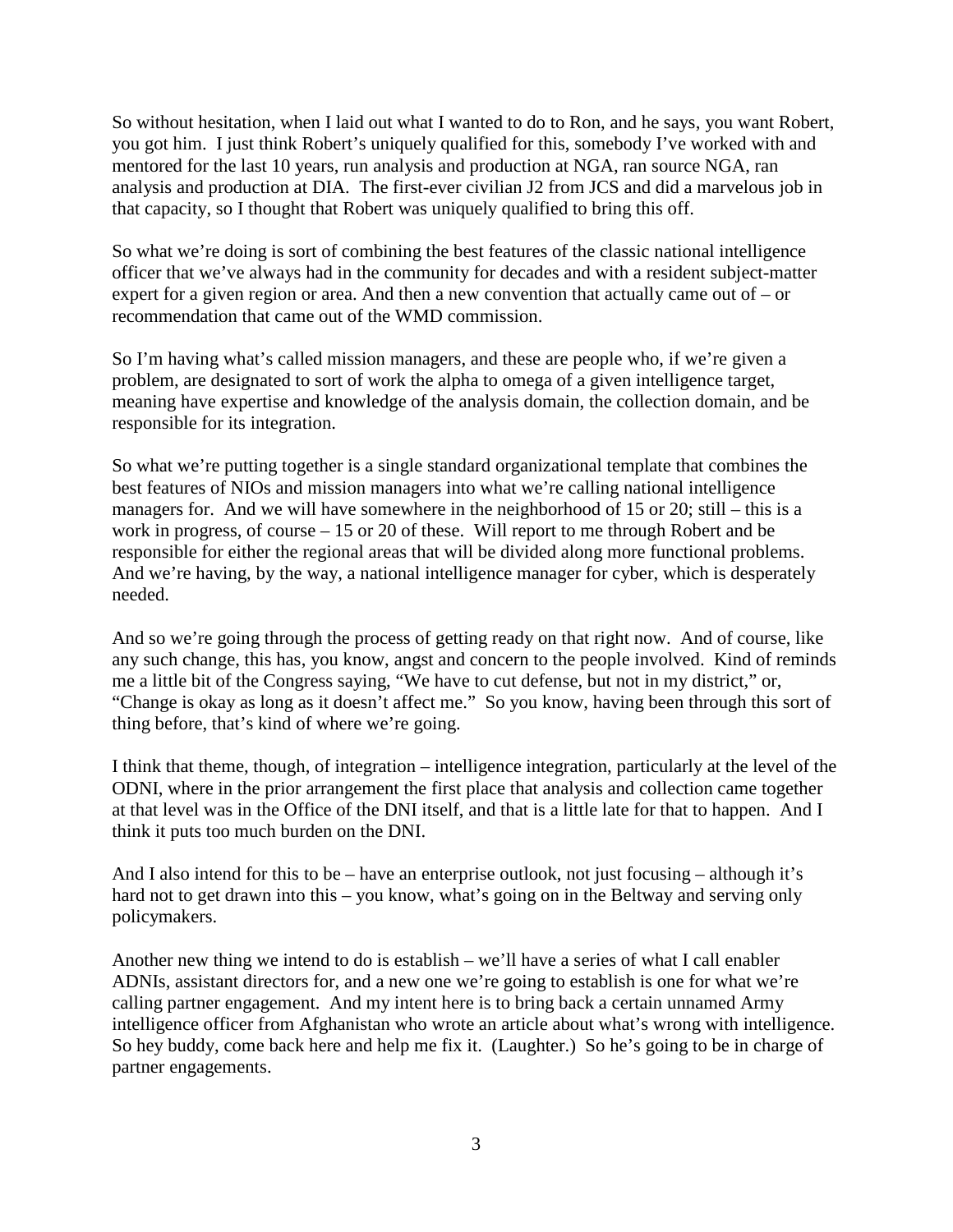So without hesitation, when I laid out what I wanted to do to Ron, and he says, you want Robert, you got him. I just think Robert's uniquely qualified for this, somebody I've worked with and mentored for the last 10 years, run analysis and production at NGA, ran source NGA, ran analysis and production at DIA. The first-ever civilian J2 from JCS and did a marvelous job in that capacity, so I thought that Robert was uniquely qualified to bring this off.

So what we're doing is sort of combining the best features of the classic national intelligence officer that we've always had in the community for decades and with a resident subject-matter expert for a given region or area. And then a new convention that actually came out of – or recommendation that came out of the WMD commission.

So I'm having what's called mission managers, and these are people who, if we're given a problem, are designated to sort of work the alpha to omega of a given intelligence target, meaning have expertise and knowledge of the analysis domain, the collection domain, and be responsible for its integration.

So what we're putting together is a single standard organizational template that combines the best features of NIOs and mission managers into what we're calling national intelligence managers for. And we will have somewhere in the neighborhood of 15 or 20; still – this is a work in progress, of course – 15 or 20 of these. Will report to me through Robert and be responsible for either the regional areas that will be divided along more functional problems. And we're having, by the way, a national intelligence manager for cyber, which is desperately needed.

And so we're going through the process of getting ready on that right now. And of course, like any such change, this has, you know, angst and concern to the people involved. Kind of reminds me a little bit of the Congress saying, "We have to cut defense, but not in my district," or, "Change is okay as long as it doesn't affect me." So you know, having been through this sort of thing before, that's kind of where we're going.

I think that theme, though, of integration – intelligence integration, particularly at the level of the ODNI, where in the prior arrangement the first place that analysis and collection came together at that level was in the Office of the DNI itself, and that is a little late for that to happen. And I think it puts too much burden on the DNI.

And I also intend for this to be – have an enterprise outlook, not just focusing – although it's hard not to get drawn into this – you know, what's going on in the Beltway and serving only policymakers.

Another new thing we intend to do is establish – we'll have a series of what I call enabler ADNIs, assistant directors for, and a new one we're going to establish is one for what we're calling partner engagement. And my intent here is to bring back a certain unnamed Army intelligence officer from Afghanistan who wrote an article about what's wrong with intelligence. So hey buddy, come back here and help me fix it. (Laughter.) So he's going to be in charge of partner engagements.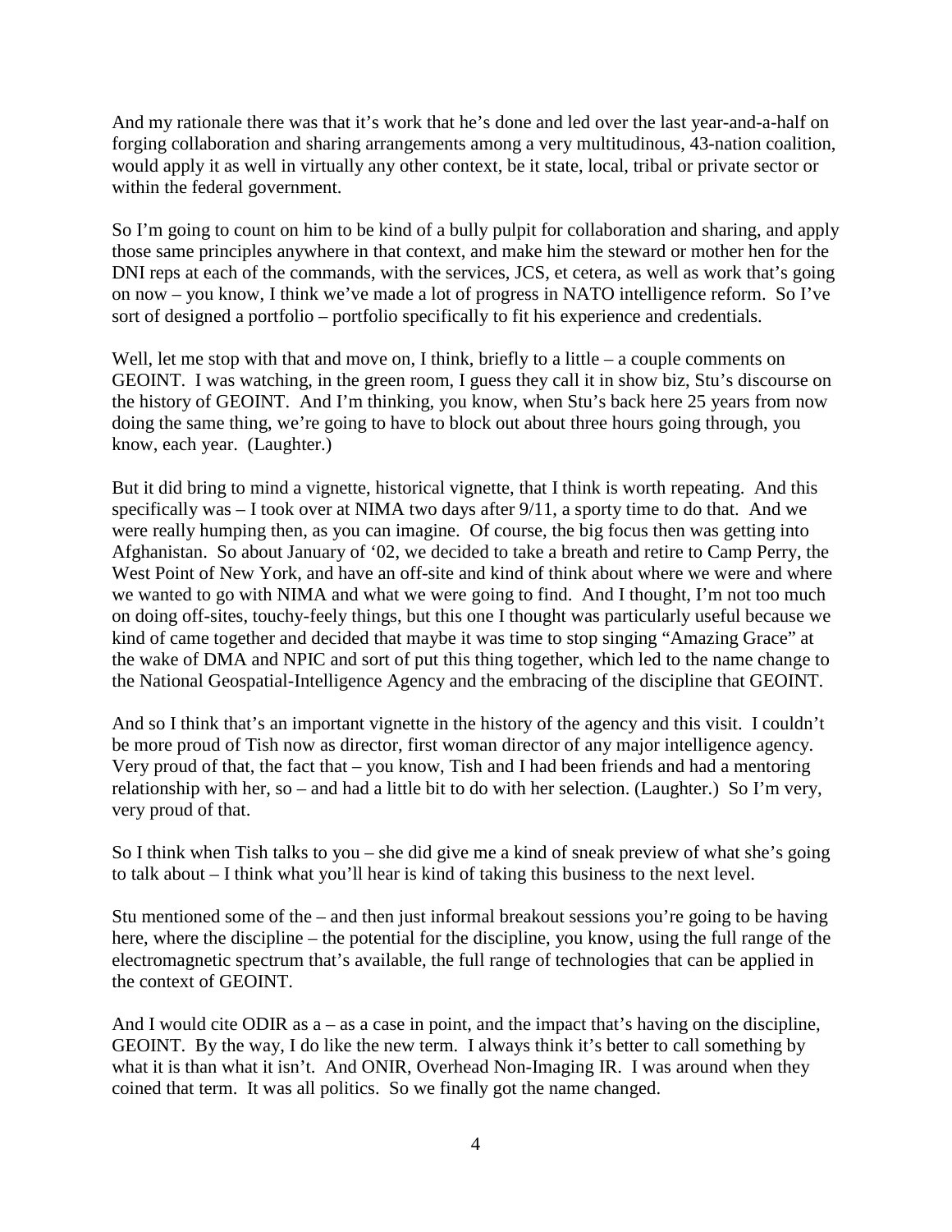And my rationale there was that it's work that he's done and led over the last year-and-a-half on forging collaboration and sharing arrangements among a very multitudinous, 43-nation coalition, would apply it as well in virtually any other context, be it state, local, tribal or private sector or within the federal government.

So I'm going to count on him to be kind of a bully pulpit for collaboration and sharing, and apply those same principles anywhere in that context, and make him the steward or mother hen for the DNI reps at each of the commands, with the services, JCS, et cetera, as well as work that's going on now – you know, I think we've made a lot of progress in NATO intelligence reform. So I've sort of designed a portfolio – portfolio specifically to fit his experience and credentials.

Well, let me stop with that and move on, I think, briefly to a little – a couple comments on GEOINT. I was watching, in the green room, I guess they call it in show biz, Stu's discourse on the history of GEOINT. And I'm thinking, you know, when Stu's back here 25 years from now doing the same thing, we're going to have to block out about three hours going through, you know, each year. (Laughter.)

But it did bring to mind a vignette, historical vignette, that I think is worth repeating. And this specifically was – I took over at NIMA two days after 9/11, a sporty time to do that. And we were really humping then, as you can imagine. Of course, the big focus then was getting into Afghanistan. So about January of '02, we decided to take a breath and retire to Camp Perry, the West Point of New York, and have an off-site and kind of think about where we were and where we wanted to go with NIMA and what we were going to find. And I thought, I'm not too much on doing off-sites, touchy-feely things, but this one I thought was particularly useful because we kind of came together and decided that maybe it was time to stop singing "Amazing Grace" at the wake of DMA and NPIC and sort of put this thing together, which led to the name change to the National Geospatial-Intelligence Agency and the embracing of the discipline that GEOINT.

And so I think that's an important vignette in the history of the agency and this visit. I couldn't be more proud of Tish now as director, first woman director of any major intelligence agency. Very proud of that, the fact that – you know, Tish and I had been friends and had a mentoring relationship with her, so – and had a little bit to do with her selection. (Laughter.) So I'm very, very proud of that.

So I think when Tish talks to you – she did give me a kind of sneak preview of what she's going to talk about – I think what you'll hear is kind of taking this business to the next level.

Stu mentioned some of the – and then just informal breakout sessions you're going to be having here, where the discipline – the potential for the discipline, you know, using the full range of the electromagnetic spectrum that's available, the full range of technologies that can be applied in the context of GEOINT.

And I would cite ODIR as a – as a case in point, and the impact that's having on the discipline, GEOINT. By the way, I do like the new term. I always think it's better to call something by what it is than what it isn't. And ONIR, Overhead Non-Imaging IR. I was around when they coined that term. It was all politics. So we finally got the name changed.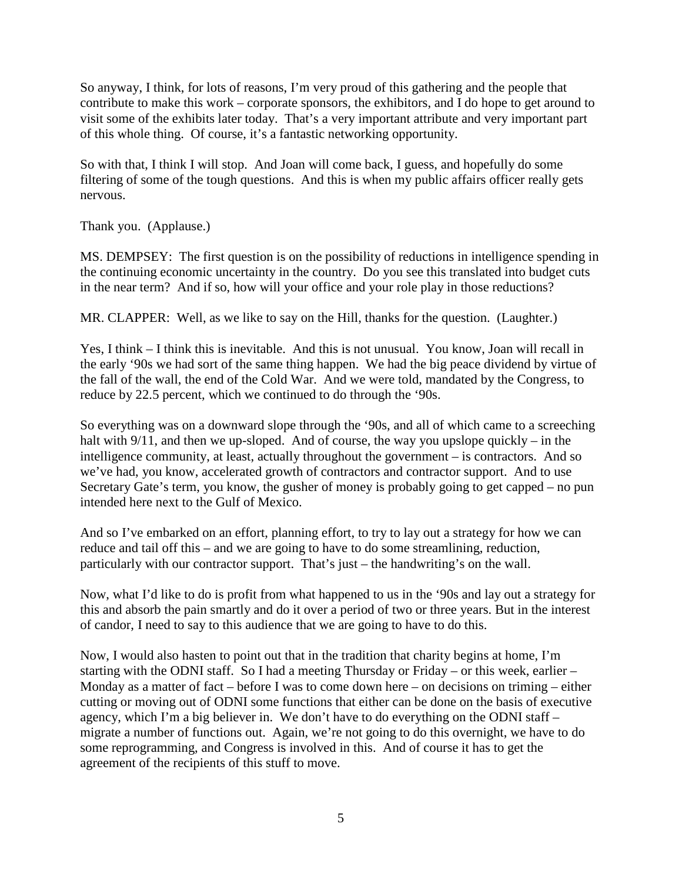So anyway, I think, for lots of reasons, I'm very proud of this gathering and the people that contribute to make this work – corporate sponsors, the exhibitors, and I do hope to get around to visit some of the exhibits later today. That's a very important attribute and very important part of this whole thing. Of course, it's a fantastic networking opportunity.

So with that, I think I will stop. And Joan will come back, I guess, and hopefully do some filtering of some of the tough questions. And this is when my public affairs officer really gets nervous.

Thank you. (Applause.)

MS. DEMPSEY: The first question is on the possibility of reductions in intelligence spending in the continuing economic uncertainty in the country. Do you see this translated into budget cuts in the near term? And if so, how will your office and your role play in those reductions?

MR. CLAPPER: Well, as we like to say on the Hill, thanks for the question. (Laughter.)

Yes, I think – I think this is inevitable. And this is not unusual. You know, Joan will recall in the early '90s we had sort of the same thing happen. We had the big peace dividend by virtue of the fall of the wall, the end of the Cold War. And we were told, mandated by the Congress, to reduce by 22.5 percent, which we continued to do through the '90s.

So everything was on a downward slope through the '90s, and all of which came to a screeching halt with 9/11, and then we up-sloped. And of course, the way you upslope quickly – in the intelligence community, at least, actually throughout the government – is contractors. And so we've had, you know, accelerated growth of contractors and contractor support. And to use Secretary Gate's term, you know, the gusher of money is probably going to get capped – no pun intended here next to the Gulf of Mexico.

And so I've embarked on an effort, planning effort, to try to lay out a strategy for how we can reduce and tail off this – and we are going to have to do some streamlining, reduction, particularly with our contractor support. That's just – the handwriting's on the wall.

Now, what I'd like to do is profit from what happened to us in the '90s and lay out a strategy for this and absorb the pain smartly and do it over a period of two or three years. But in the interest of candor, I need to say to this audience that we are going to have to do this.

Now, I would also hasten to point out that in the tradition that charity begins at home, I'm starting with the ODNI staff. So I had a meeting Thursday or Friday – or this week, earlier – Monday as a matter of fact – before I was to come down here – on decisions on triming – either cutting or moving out of ODNI some functions that either can be done on the basis of executive agency, which I'm a big believer in. We don't have to do everything on the ODNI staff – migrate a number of functions out. Again, we're not going to do this overnight, we have to do some reprogramming, and Congress is involved in this. And of course it has to get the agreement of the recipients of this stuff to move.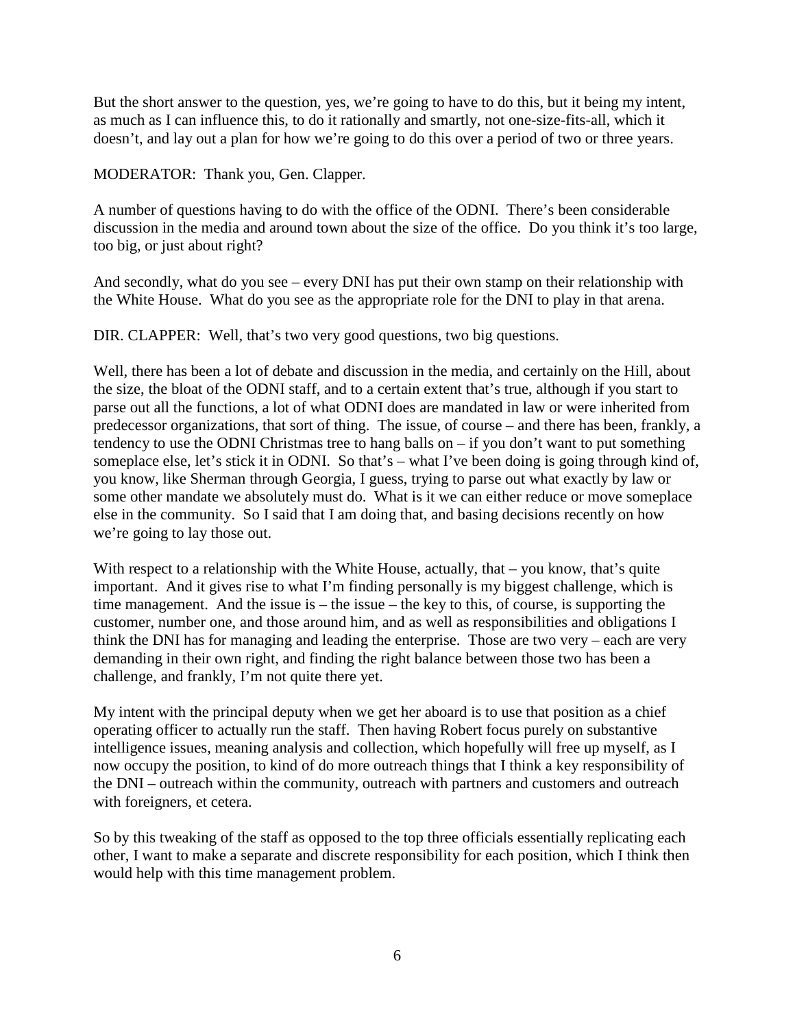But the short answer to the question, yes, we're going to have to do this, but it being my intent, as much as I can influence this, to do it rationally and smartly, not one-size-fits-all, which it doesn't, and lay out a plan for how we're going to do this over a period of two or three years.

MODERATOR: Thank you, Gen. Clapper.

A number of questions having to do with the office of the ODNI. There's been considerable discussion in the media and around town about the size of the office. Do you think it's too large, too big, or just about right?

And secondly, what do you see – every DNI has put their own stamp on their relationship with the White House. What do you see as the appropriate role for the DNI to play in that arena.

DIR. CLAPPER: Well, that's two very good questions, two big questions.

Well, there has been a lot of debate and discussion in the media, and certainly on the Hill, about the size, the bloat of the ODNI staff, and to a certain extent that's true, although if you start to parse out all the functions, a lot of what ODNI does are mandated in law or were inherited from predecessor organizations, that sort of thing. The issue, of course – and there has been, frankly, a tendency to use the ODNI Christmas tree to hang balls on – if you don't want to put something someplace else, let's stick it in ODNI. So that's – what I've been doing is going through kind of, you know, like Sherman through Georgia, I guess, trying to parse out what exactly by law or some other mandate we absolutely must do. What is it we can either reduce or move someplace else in the community. So I said that I am doing that, and basing decisions recently on how we're going to lay those out.

With respect to a relationship with the White House, actually, that – you know, that's quite important. And it gives rise to what I'm finding personally is my biggest challenge, which is time management. And the issue is – the issue – the key to this, of course, is supporting the customer, number one, and those around him, and as well as responsibilities and obligations I think the DNI has for managing and leading the enterprise. Those are two very – each are very demanding in their own right, and finding the right balance between those two has been a challenge, and frankly, I'm not quite there yet.

My intent with the principal deputy when we get her aboard is to use that position as a chief operating officer to actually run the staff. Then having Robert focus purely on substantive intelligence issues, meaning analysis and collection, which hopefully will free up myself, as I now occupy the position, to kind of do more outreach things that I think a key responsibility of the DNI – outreach within the community, outreach with partners and customers and outreach with foreigners, et cetera.

So by this tweaking of the staff as opposed to the top three officials essentially replicating each other, I want to make a separate and discrete responsibility for each position, which I think then would help with this time management problem.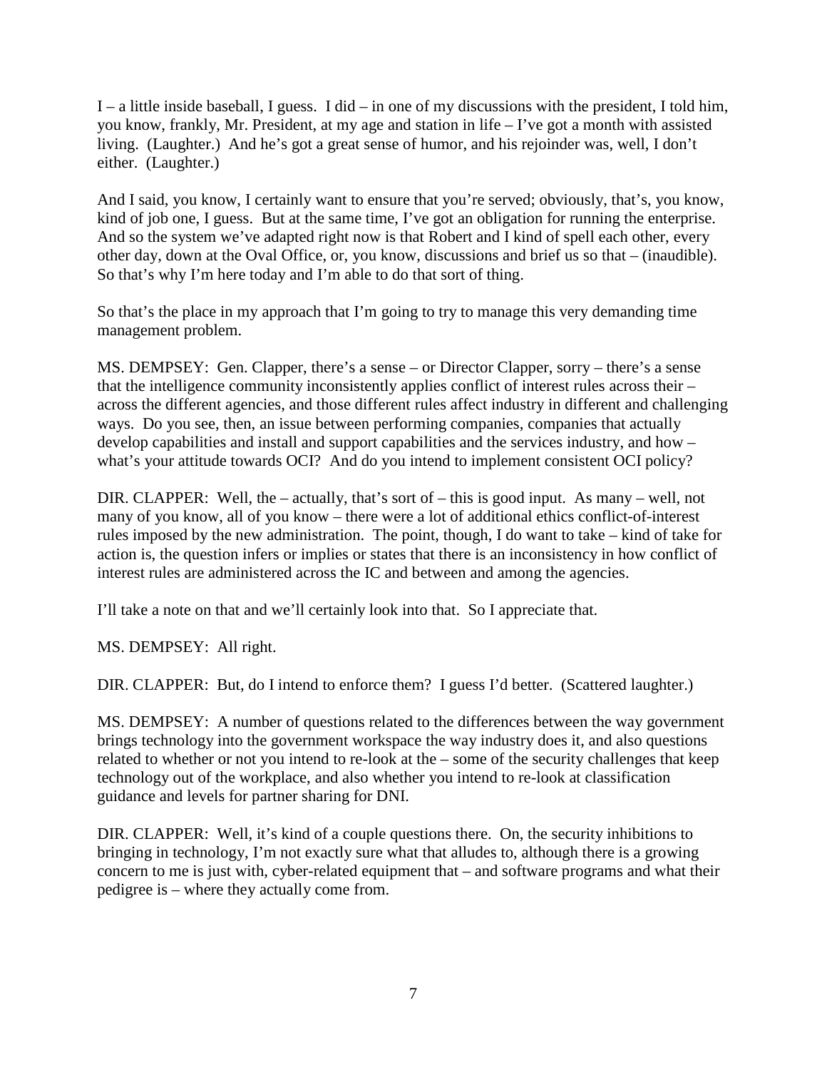I – a little inside baseball, I guess. I did – in one of my discussions with the president, I told him, you know, frankly, Mr. President, at my age and station in life – I've got a month with assisted living. (Laughter.) And he's got a great sense of humor, and his rejoinder was, well, I don't either. (Laughter.)

And I said, you know, I certainly want to ensure that you're served; obviously, that's, you know, kind of job one, I guess. But at the same time, I've got an obligation for running the enterprise. And so the system we've adapted right now is that Robert and I kind of spell each other, every other day, down at the Oval Office, or, you know, discussions and brief us so that – (inaudible). So that's why I'm here today and I'm able to do that sort of thing.

So that's the place in my approach that I'm going to try to manage this very demanding time management problem.

MS. DEMPSEY: Gen. Clapper, there's a sense – or Director Clapper, sorry – there's a sense that the intelligence community inconsistently applies conflict of interest rules across their – across the different agencies, and those different rules affect industry in different and challenging ways. Do you see, then, an issue between performing companies, companies that actually develop capabilities and install and support capabilities and the services industry, and how – what's your attitude towards OCI? And do you intend to implement consistent OCI policy?

DIR. CLAPPER: Well, the – actually, that's sort of – this is good input. As many – well, not many of you know, all of you know – there were a lot of additional ethics conflict-of-interest rules imposed by the new administration. The point, though, I do want to take – kind of take for action is, the question infers or implies or states that there is an inconsistency in how conflict of interest rules are administered across the IC and between and among the agencies.

I'll take a note on that and we'll certainly look into that. So I appreciate that.

MS. DEMPSEY: All right.

DIR. CLAPPER: But, do I intend to enforce them? I guess I'd better. (Scattered laughter.)

MS. DEMPSEY: A number of questions related to the differences between the way government brings technology into the government workspace the way industry does it, and also questions related to whether or not you intend to re-look at the – some of the security challenges that keep technology out of the workplace, and also whether you intend to re-look at classification guidance and levels for partner sharing for DNI.

DIR. CLAPPER: Well, it's kind of a couple questions there. On, the security inhibitions to bringing in technology, I'm not exactly sure what that alludes to, although there is a growing concern to me is just with, cyber-related equipment that – and software programs and what their pedigree is – where they actually come from.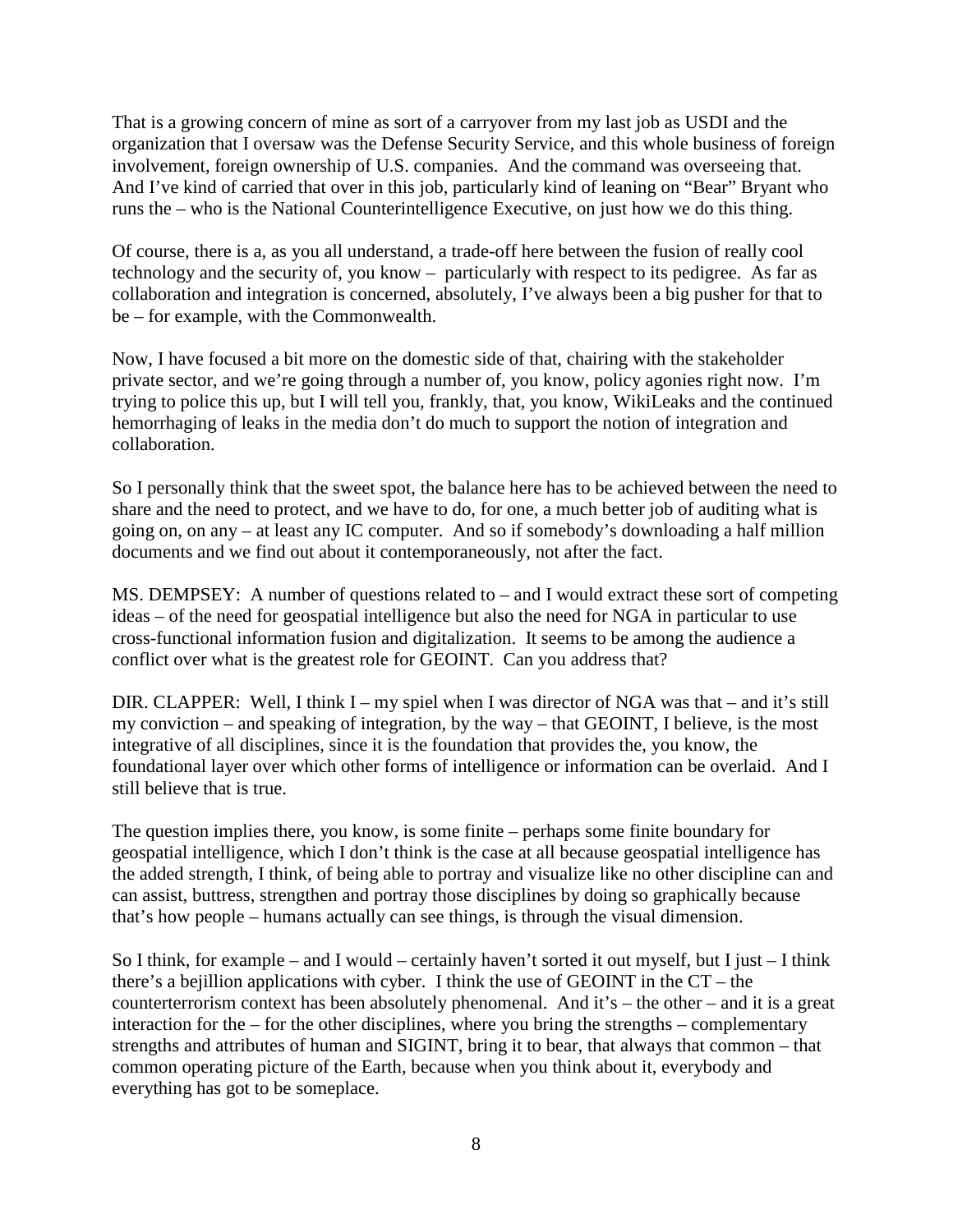That is a growing concern of mine as sort of a carryover from my last job as USDI and the organization that I oversaw was the Defense Security Service, and this whole business of foreign involvement, foreign ownership of U.S. companies. And the command was overseeing that. And I've kind of carried that over in this job, particularly kind of leaning on "Bear" Bryant who runs the – who is the National Counterintelligence Executive, on just how we do this thing.

Of course, there is a, as you all understand, a trade-off here between the fusion of really cool technology and the security of, you know – particularly with respect to its pedigree. As far as collaboration and integration is concerned, absolutely, I've always been a big pusher for that to be – for example, with the Commonwealth.

Now, I have focused a bit more on the domestic side of that, chairing with the stakeholder private sector, and we're going through a number of, you know, policy agonies right now. I'm trying to police this up, but I will tell you, frankly, that, you know, WikiLeaks and the continued hemorrhaging of leaks in the media don't do much to support the notion of integration and collaboration.

So I personally think that the sweet spot, the balance here has to be achieved between the need to share and the need to protect, and we have to do, for one, a much better job of auditing what is going on, on any – at least any IC computer. And so if somebody's downloading a half million documents and we find out about it contemporaneously, not after the fact.

MS. DEMPSEY: A number of questions related to – and I would extract these sort of competing ideas – of the need for geospatial intelligence but also the need for NGA in particular to use cross-functional information fusion and digitalization. It seems to be among the audience a conflict over what is the greatest role for GEOINT. Can you address that?

DIR. CLAPPER: Well, I think I – my spiel when I was director of NGA was that – and it's still my conviction – and speaking of integration, by the way – that GEOINT, I believe, is the most integrative of all disciplines, since it is the foundation that provides the, you know, the foundational layer over which other forms of intelligence or information can be overlaid. And I still believe that is true.

The question implies there, you know, is some finite – perhaps some finite boundary for geospatial intelligence, which I don't think is the case at all because geospatial intelligence has the added strength, I think, of being able to portray and visualize like no other discipline can and can assist, buttress, strengthen and portray those disciplines by doing so graphically because that's how people – humans actually can see things, is through the visual dimension.

So I think, for example – and I would – certainly haven't sorted it out myself, but I just – I think there's a bejillion applications with cyber. I think the use of GEOINT in the CT – the counterterrorism context has been absolutely phenomenal. And it's – the other – and it is a great interaction for the – for the other disciplines, where you bring the strengths – complementary strengths and attributes of human and SIGINT, bring it to bear, that always that common – that common operating picture of the Earth, because when you think about it, everybody and everything has got to be someplace.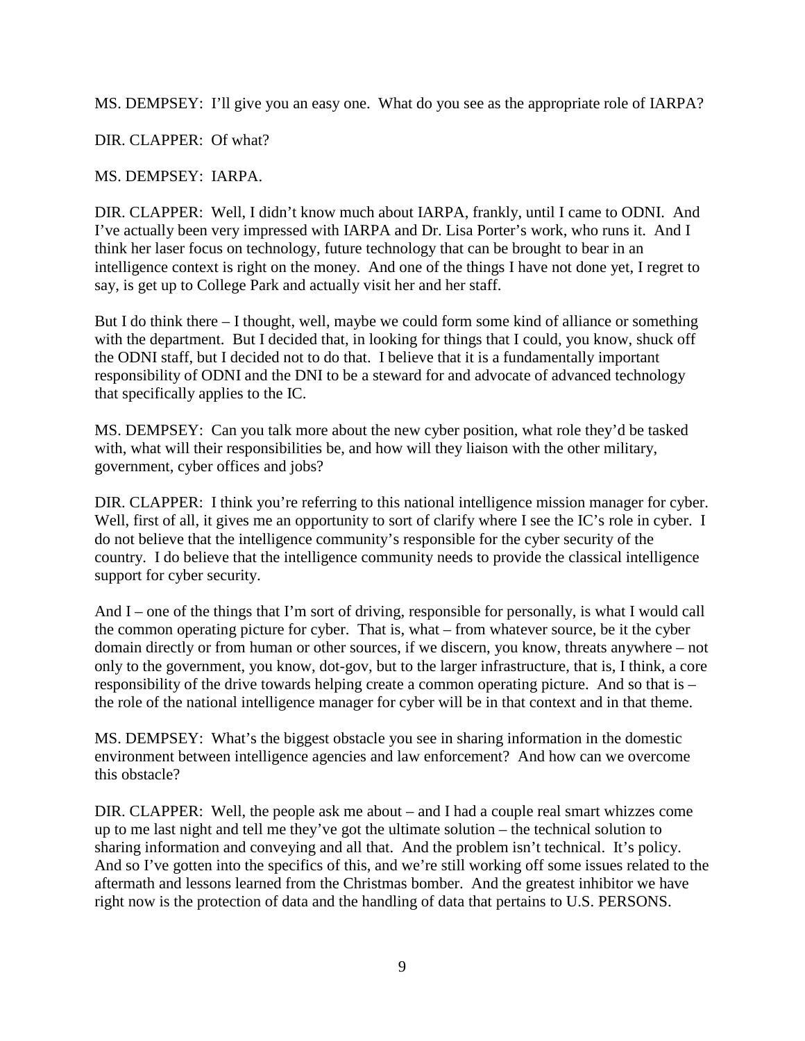MS. DEMPSEY: I'll give you an easy one. What do you see as the appropriate role of IARPA?

DIR. CLAPPER: Of what?

MS. DEMPSEY: IARPA.

DIR. CLAPPER: Well, I didn't know much about IARPA, frankly, until I came to ODNI. And I've actually been very impressed with IARPA and Dr. Lisa Porter's work, who runs it. And I think her laser focus on technology, future technology that can be brought to bear in an intelligence context is right on the money. And one of the things I have not done yet, I regret to say, is get up to College Park and actually visit her and her staff.

But I do think there – I thought, well, maybe we could form some kind of alliance or something with the department. But I decided that, in looking for things that I could, you know, shuck off the ODNI staff, but I decided not to do that. I believe that it is a fundamentally important responsibility of ODNI and the DNI to be a steward for and advocate of advanced technology that specifically applies to the IC.

MS. DEMPSEY: Can you talk more about the new cyber position, what role they'd be tasked with, what will their responsibilities be, and how will they liaison with the other military, government, cyber offices and jobs?

DIR. CLAPPER: I think you're referring to this national intelligence mission manager for cyber. Well, first of all, it gives me an opportunity to sort of clarify where I see the IC's role in cyber. I do not believe that the intelligence community's responsible for the cyber security of the country. I do believe that the intelligence community needs to provide the classical intelligence support for cyber security.

And I – one of the things that I'm sort of driving, responsible for personally, is what I would call the common operating picture for cyber. That is, what – from whatever source, be it the cyber domain directly or from human or other sources, if we discern, you know, threats anywhere – not only to the government, you know, dot-gov, but to the larger infrastructure, that is, I think, a core responsibility of the drive towards helping create a common operating picture. And so that is – the role of the national intelligence manager for cyber will be in that context and in that theme.

MS. DEMPSEY: What's the biggest obstacle you see in sharing information in the domestic environment between intelligence agencies and law enforcement? And how can we overcome this obstacle?

DIR. CLAPPER: Well, the people ask me about – and I had a couple real smart whizzes come up to me last night and tell me they've got the ultimate solution – the technical solution to sharing information and conveying and all that. And the problem isn't technical. It's policy. And so I've gotten into the specifics of this, and we're still working off some issues related to the aftermath and lessons learned from the Christmas bomber. And the greatest inhibitor we have right now is the protection of data and the handling of data that pertains to U.S. PERSONS.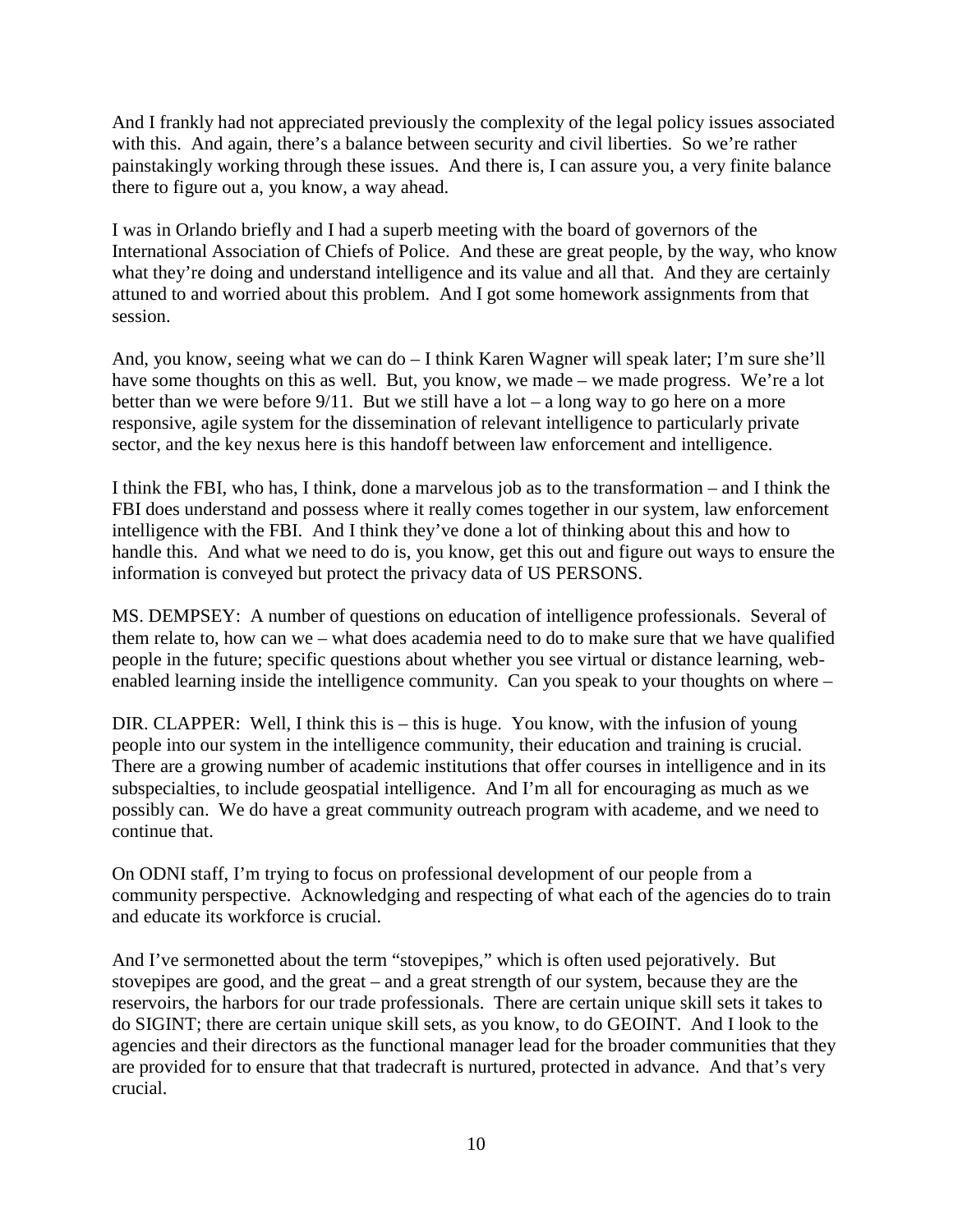And I frankly had not appreciated previously the complexity of the legal policy issues associated with this. And again, there's a balance between security and civil liberties. So we're rather painstakingly working through these issues. And there is, I can assure you, a very finite balance there to figure out a, you know, a way ahead.

I was in Orlando briefly and I had a superb meeting with the board of governors of the International Association of Chiefs of Police. And these are great people, by the way, who know what they're doing and understand intelligence and its value and all that. And they are certainly attuned to and worried about this problem. And I got some homework assignments from that session.

And, you know, seeing what we can do – I think Karen Wagner will speak later; I'm sure she'll have some thoughts on this as well. But, you know, we made – we made progress. We're a lot better than we were before 9/11. But we still have a lot – a long way to go here on a more responsive, agile system for the dissemination of relevant intelligence to particularly private sector, and the key nexus here is this handoff between law enforcement and intelligence.

I think the FBI, who has, I think, done a marvelous job as to the transformation – and I think the FBI does understand and possess where it really comes together in our system, law enforcement intelligence with the FBI. And I think they've done a lot of thinking about this and how to handle this. And what we need to do is, you know, get this out and figure out ways to ensure the information is conveyed but protect the privacy data of US PERSONS.

MS. DEMPSEY: A number of questions on education of intelligence professionals. Several of them relate to, how can we – what does academia need to do to make sure that we have qualified people in the future; specific questions about whether you see virtual or distance learning, web-enabled learning inside the intelligence community. Can you speak to your thoughts on where –

DIR. CLAPPER: Well, I think this is – this is huge. You know, with the infusion of young people into our system in the intelligence community, their education and training is crucial. There are a growing number of academic institutions that offer courses in intelligence and in its subspecialties, to include geospatial intelligence. And I'm all for encouraging as much as we possibly can. We do have a great community outreach program with academe, and we need to continue that.

On ODNI staff, I'm trying to focus on professional development of our people from a community perspective. Acknowledging and respecting of what each of the agencies do to train and educate its workforce is crucial.

And I've sermonetted about the term "stovepipes," which is often used pejoratively. But stovepipes are good, and the great – and a great strength of our system, because they are the reservoirs, the harbors for our trade professionals. There are certain unique skill sets it takes to do SIGINT; there are certain unique skill sets, as you know, to do GEOINT. And I look to the agencies and their directors as the functional manager lead for the broader communities that they are provided for to ensure that that tradecraft is nurtured, protected in advance. And that's very crucial.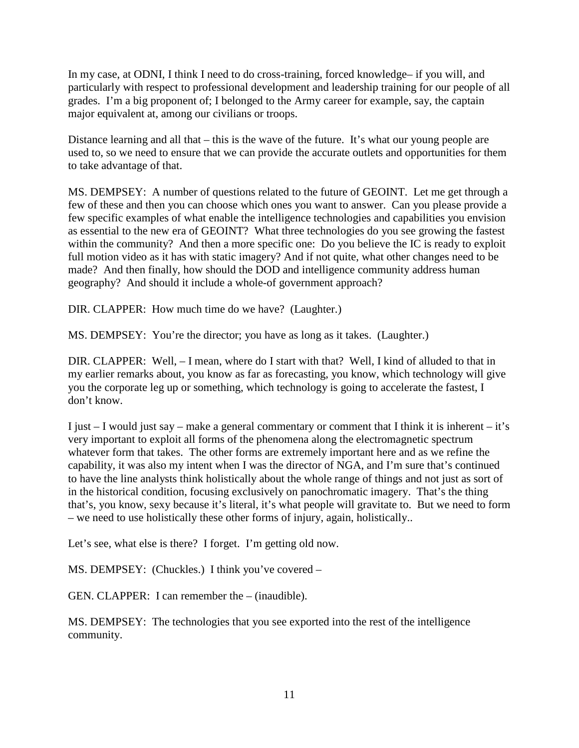In my case, at ODNI, I think I need to do cross-training, forced knowledge– if you will, and particularly with respect to professional development and leadership training for our people of all grades. I'm a big proponent of; I belonged to the Army career for example, say, the captain major equivalent at, among our civilians or troops.

Distance learning and all that – this is the wave of the future. It's what our young people are used to, so we need to ensure that we can provide the accurate outlets and opportunities for them to take advantage of that.

MS. DEMPSEY: A number of questions related to the future of GEOINT. Let me get through a few of these and then you can choose which ones you want to answer. Can you please provide a few specific examples of what enable the intelligence technologies and capabilities you envision as essential to the new era of GEOINT? What three technologies do you see growing the fastest within the community? And then a more specific one: Do you believe the IC is ready to exploit full motion video as it has with static imagery? And if not quite, what other changes need to be made? And then finally, how should the DOD and intelligence community address human geography? And should it include a whole-of government approach?

DIR. CLAPPER: How much time do we have? (Laughter.)

MS. DEMPSEY: You're the director; you have as long as it takes. (Laughter.)

DIR. CLAPPER: Well, – I mean, where do I start with that? Well, I kind of alluded to that in my earlier remarks about, you know as far as forecasting, you know, which technology will give you the corporate leg up or something, which technology is going to accelerate the fastest, I don't know.

I just – I would just say – make a general commentary or comment that I think it is inherent – it's very important to exploit all forms of the phenomena along the electromagnetic spectrum whatever form that takes. The other forms are extremely important here and as we refine the capability, it was also my intent when I was the director of NGA, and I'm sure that's continued to have the line analysts think holistically about the whole range of things and not just as sort of in the historical condition, focusing exclusively on panochromatic imagery. That's the thing that's, you know, sexy because it's literal, it's what people will gravitate to. But we need to form – we need to use holistically these other forms of injury, again, holistically..

Let's see, what else is there? I forget. I'm getting old now.

MS. DEMPSEY: (Chuckles.) I think you've covered –

GEN. CLAPPER: I can remember the – (inaudible).

MS. DEMPSEY: The technologies that you see exported into the rest of the intelligence community.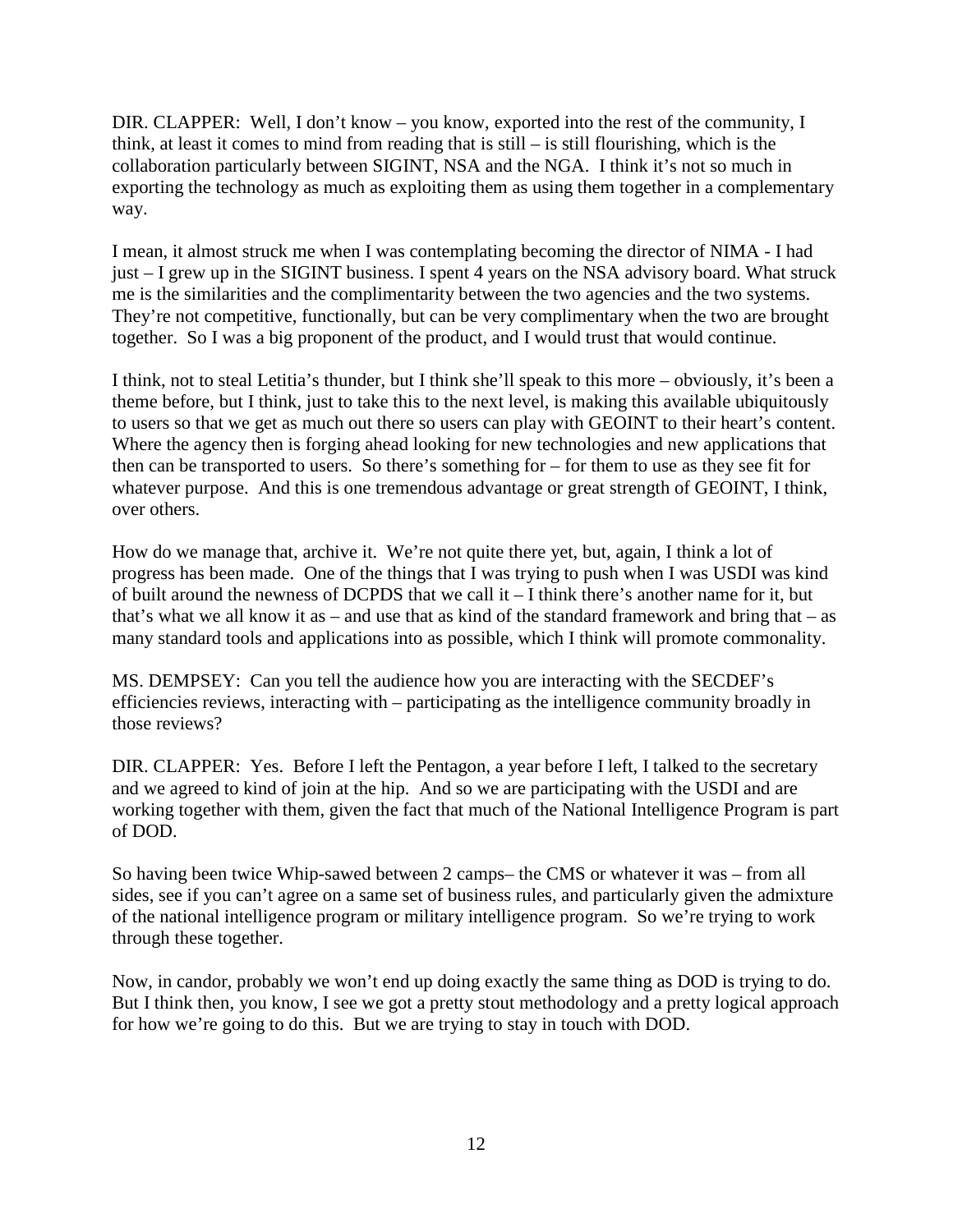DIR. CLAPPER: Well, I don't know – you know, exported into the rest of the community, I think, at least it comes to mind from reading that is still – is still flourishing, which is the collaboration particularly between SIGINT, NSA and the NGA. I think it's not so much in exporting the technology as much as exploiting them as using them together in a complementary way.

I mean, it almost struck me when I was contemplating becoming the director of NIMA - I had just – I grew up in the SIGINT business. I spent 4 years on the NSA advisory board. What struck me is the similarities and the complimentarity between the two agencies and the two systems. They're not competitive, functionally, but can be very complimentary when the two are brought together. So I was a big proponent of the product, and I would trust that would continue.

I think, not to steal Letitia's thunder, but I think she'll speak to this more – obviously, it's been a theme before, but I think, just to take this to the next level, is making this available ubiquitously to users so that we get as much out there so users can play with GEOINT to their heart's content. Where the agency then is forging ahead looking for new technologies and new applications that then can be transported to users. So there's something for – for them to use as they see fit for whatever purpose. And this is one tremendous advantage or great strength of GEOINT, I think, over others.

How do we manage that, archive it. We're not quite there yet, but, again, I think a lot of progress has been made. One of the things that I was trying to push when I was USDI was kind of built around the newness of DCPDS that we call it – I think there's another name for it, but that's what we all know it as – and use that as kind of the standard framework and bring that – as many standard tools and applications into as possible, which I think will promote commonality.

MS. DEMPSEY: Can you tell the audience how you are interacting with the SECDEF's efficiencies reviews, interacting with – participating as the intelligence community broadly in those reviews?

DIR. CLAPPER: Yes. Before I left the Pentagon, a year before I left, I talked to the secretary and we agreed to kind of join at the hip. And so we are participating with the USDI and are working together with them, given the fact that much of the National Intelligence Program is part of DOD.

So having been twice Whip-sawed between 2 camps– the CMS or whatever it was – from all sides, see if you can't agree on a same set of business rules, and particularly given the admixture of the national intelligence program or military intelligence program. So we're trying to work through these together.

Now, in candor, probably we won't end up doing exactly the same thing as DOD is trying to do. But I think then, you know, I see we got a pretty stout methodology and a pretty logical approach for how we're going to do this. But we are trying to stay in touch with DOD.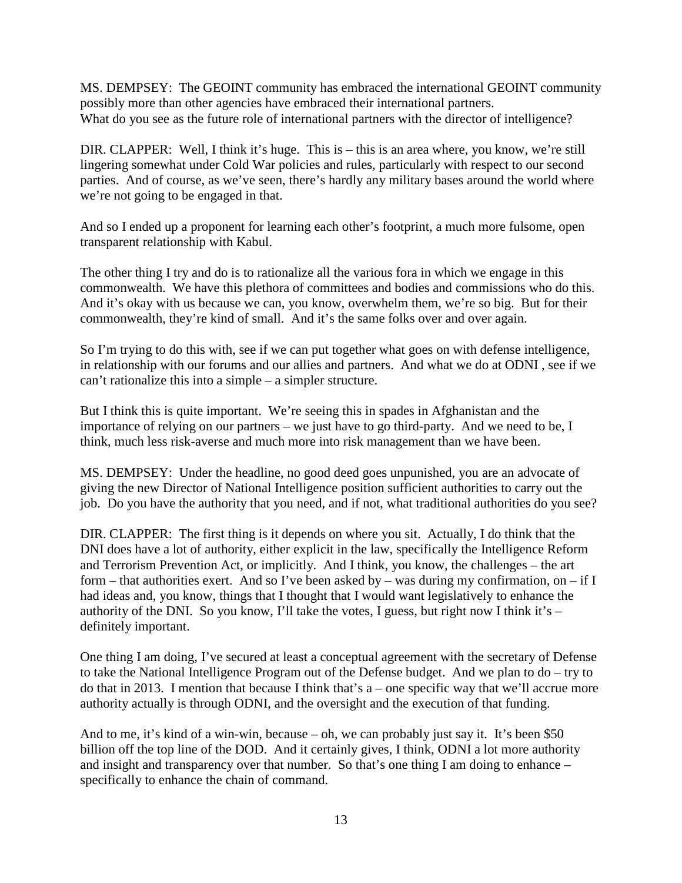MS. DEMPSEY: The GEOINT community has embraced the international GEOINT community possibly more than other agencies have embraced their international partners.
What do you see as the future role of international partners with the director of intelligence?

DIR. CLAPPER: Well, I think it's huge. This is – this is an area where, you know, we're still lingering somewhat under Cold War policies and rules, particularly with respect to our second parties. And of course, as we've seen, there's hardly any military bases around the world where we're not going to be engaged in that.

And so I ended up a proponent for learning each other's footprint, a much more fulsome, open transparent relationship with Kabul.

The other thing I try and do is to rationalize all the various fora in which we engage in this commonwealth. We have this plethora of committees and bodies and commissions who do this. And it's okay with us because we can, you know, overwhelm them, we're so big. But for their commonwealth, they're kind of small. And it's the same folks over and over again.

So I'm trying to do this with, see if we can put together what goes on with defense intelligence, in relationship with our forums and our allies and partners. And what we do at ODNI , see if we can't rationalize this into a simple – a simpler structure.

But I think this is quite important. We're seeing this in spades in Afghanistan and the importance of relying on our partners – we just have to go third-party. And we need to be, I think, much less risk-averse and much more into risk management than we have been.

MS. DEMPSEY: Under the headline, no good deed goes unpunished, you are an advocate of giving the new Director of National Intelligence position sufficient authorities to carry out the job. Do you have the authority that you need, and if not, what traditional authorities do you see?

DIR. CLAPPER: The first thing is it depends on where you sit. Actually, I do think that the DNI does have a lot of authority, either explicit in the law, specifically the Intelligence Reform and Terrorism Prevention Act, or implicitly. And I think, you know, the challenges – the art form – that authorities exert. And so I've been asked by – was during my confirmation, on – if I had ideas and, you know, things that I thought that I would want legislatively to enhance the authority of the DNI. So you know, I'll take the votes, I guess, but right now I think it's – definitely important.

One thing I am doing, I've secured at least a conceptual agreement with the secretary of Defense to take the National Intelligence Program out of the Defense budget. And we plan to do – try to do that in 2013. I mention that because I think that's a – one specific way that we'll accrue more authority actually is through ODNI, and the oversight and the execution of that funding.

And to me, it's kind of a win-win, because – oh, we can probably just say it. It's been $50 billion off the top line of the DOD. And it certainly gives, I think, ODNI a lot more authority and insight and transparency over that number. So that's one thing I am doing to enhance – specifically to enhance the chain of command.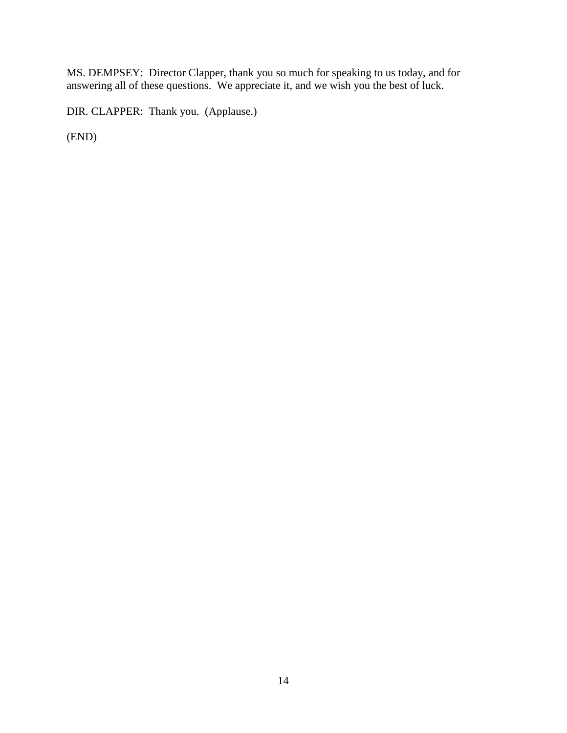MS. DEMPSEY: Director Clapper, thank you so much for speaking to us today, and for answering all of these questions. We appreciate it, and we wish you the best of luck.

DIR. CLAPPER: Thank you. (Applause.)

(END)